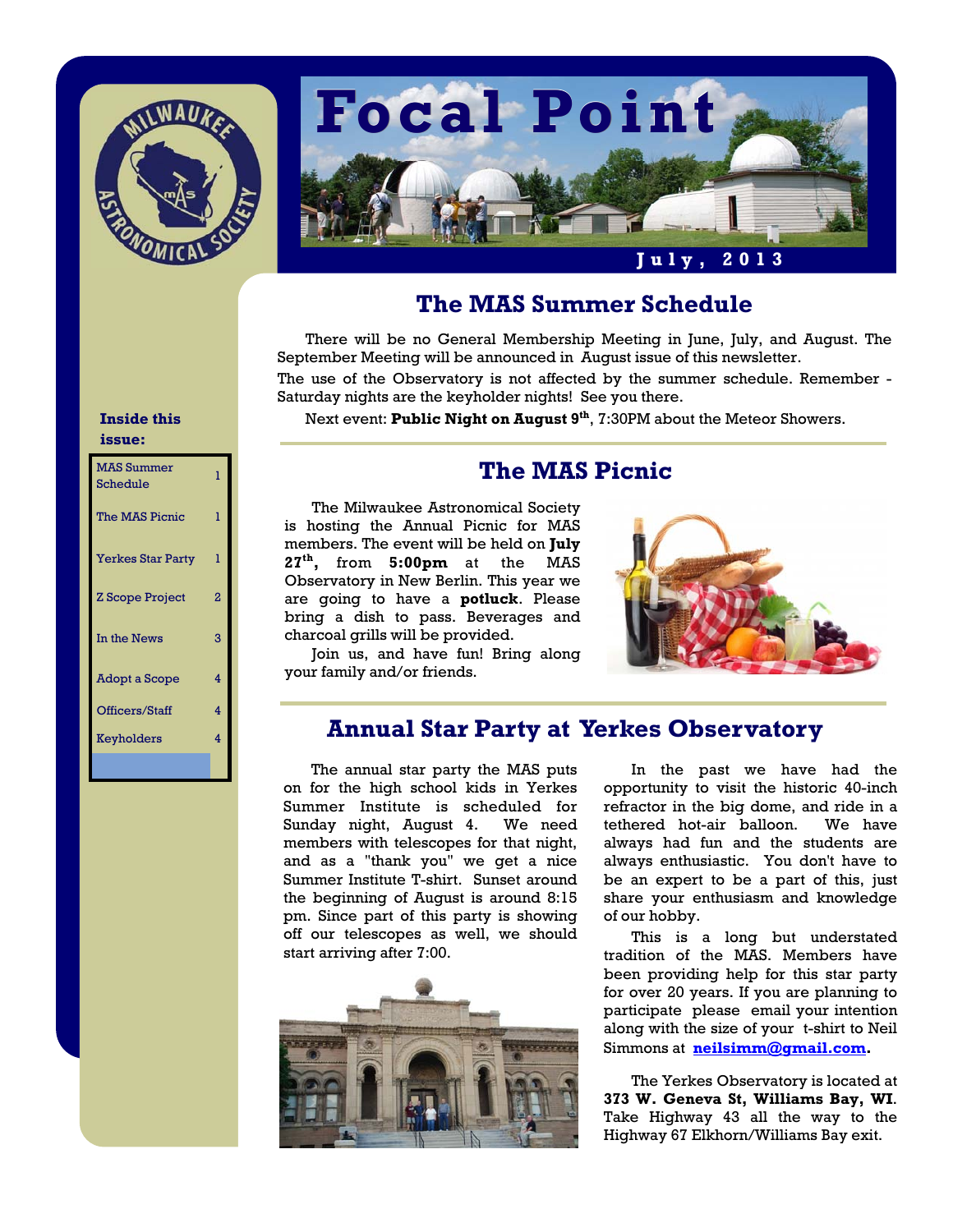# Focal Point

**July, 2013**

**Inside this issue:**

| | |
|---|---|
| MAS Summer Schedule | 1 |
| The MAS Picnic | 1 |
| Yerkes Star Party | 1 |
| Z Scope Project | 2 |
| In the News | 3 |
| Adopt a Scope | 4 |
| Officers/Staff | 4 |
| Keyholders | 4 |

## The MAS Summer Schedule

There will be no General Membership Meeting in June, July, and August. The September Meeting will be announced in August issue of this newsletter.

The use of the Observatory is not affected by the summer schedule. Remember - Saturday nights are the keyholder nights! See you there.

Next event: **Public Night on August 9th**, 7:30PM about the Meteor Showers.

## The MAS Picnic

The Milwaukee Astronomical Society is hosting the Annual Picnic for MAS members. The event will be held on **July 27th,** from **5:00pm** at the MAS Observatory in New Berlin. This year we are going to have a **potluck**. Please bring a dish to pass. Beverages and charcoal grills will be provided.

Join us, and have fun! Bring along your family and/or friends.

## Annual Star Party at Yerkes Observatory

The annual star party the MAS puts on for the high school kids in Yerkes Summer Institute is scheduled for Sunday night, August 4. We need members with telescopes for that night, and as a "thank you" we get a nice Summer Institute T-shirt. Sunset around the beginning of August is around 8:15 pm. Since part of this party is showing off our telescopes as well, we should start arriving after 7:00.

In the past we have had the opportunity to visit the historic 40-inch refractor in the big dome, and ride in a tethered hot-air balloon. We have always had fun and the students are always enthusiastic. You don't have to be an expert to be a part of this, just share your enthusiasm and knowledge of our hobby.

This is a long but understated tradition of the MAS. Members have been providing help for this star party for over 20 years. If you are planning to participate please email your intention along with the size of your t-shirt to Neil Simmons at **neilsimm@gmail.com.**

The Yerkes Observatory is located at **373 W. Geneva St, Williams Bay, WI**. Take Highway 43 all the way to the Highway 67 Elkhorn/Williams Bay exit.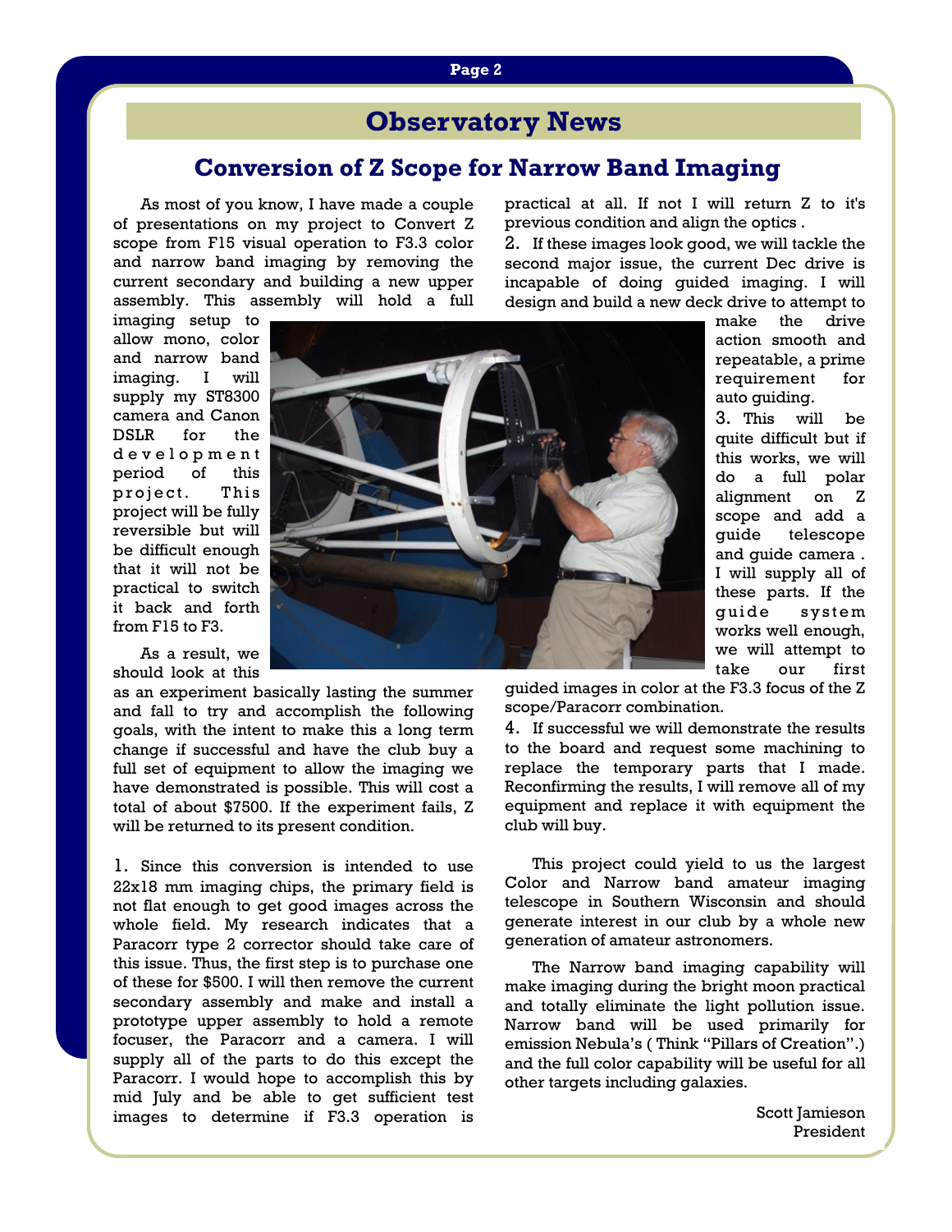# Observatory News

## Conversion of Z Scope for Narrow Band Imaging

As most of you know, I have made a couple of presentations on my project to Convert Z scope from F15 visual operation to F3.3 color and narrow band imaging by removing the current secondary and building a new upper assembly. This assembly will hold a full imaging setup to allow mono, color and narrow band imaging. I will supply my ST8300 camera and Canon DSLR for the development period of this project. This project will be fully reversible but will be difficult enough that it will not be practical to switch it back and forth from F15 to F3.

As a result, we should look at this as an experiment basically lasting the summer and fall to try and accomplish the following goals, with the intent to make this a long term change if successful and have the club buy a full set of equipment to allow the imaging we have demonstrated is possible. This will cost a total of about $7500. If the experiment fails, Z will be returned to its present condition.

1. Since this conversion is intended to use 22x18 mm imaging chips, the primary field is not flat enough to get good images across the whole field. My research indicates that a Paracorr type 2 corrector should take care of this issue. Thus, the first step is to purchase one of these for $500. I will then remove the current secondary assembly and make and install a prototype upper assembly to hold a remote focuser, the Paracorr and a camera. I will supply all of the parts to do this except the Paracorr. I would hope to accomplish this by mid July and be able to get sufficient test images to determine if F3.3 operation is practical at all. If not I will return Z to it's previous condition and align the optics .

2. If these images look good, we will tackle the second major issue, the current Dec drive is incapable of doing guided imaging. I will design and build a new deck drive to attempt to make the drive action smooth and repeatable, a prime requirement for auto guiding.

3. This will be quite difficult but if this works, we will do a full polar alignment on Z scope and add a guide telescope and guide camera . I will supply all of these parts. If the guide system works well enough, we will attempt to take our first guided images in color at the F3.3 focus of the Z scope/Paracorr combination.

4. If successful we will demonstrate the results to the board and request some machining to replace the temporary parts that I made. Reconfirming the results, I will remove all of my equipment and replace it with equipment the club will buy.

This project could yield to us the largest Color and Narrow band amateur imaging telescope in Southern Wisconsin and should generate interest in our club by a whole new generation of amateur astronomers.

The Narrow band imaging capability will make imaging during the bright moon practical and totally eliminate the light pollution issue. Narrow band will be used primarily for emission Nebula's ( Think "Pillars of Creation".) and the full color capability will be useful for all other targets including galaxies.

Scott Jamieson
President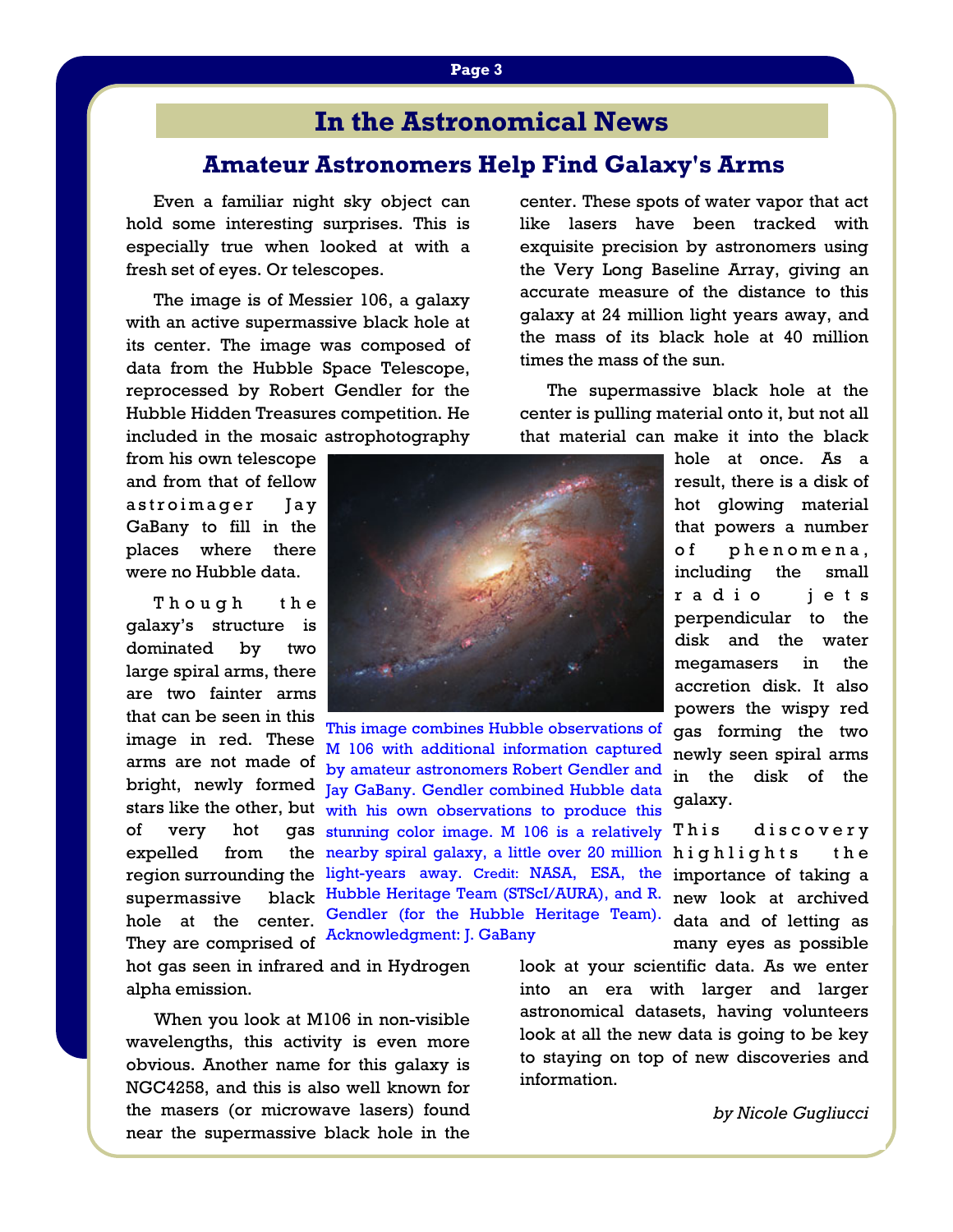# In the Astronomical News

## Amateur Astronomers Help Find Galaxy's Arms

Even a familiar night sky object can hold some interesting surprises. This is especially true when looked at with a fresh set of eyes. Or telescopes.

The image is of Messier 106, a galaxy with an active supermassive black hole at its center. The image was composed of data from the Hubble Space Telescope, reprocessed by Robert Gendler for the Hubble Hidden Treasures competition. He included in the mosaic astrophotography from his own telescope and from that of fellow astroimager Jay GaBany to fill in the places where there were no Hubble data.

Though the galaxy's structure is dominated by two large spiral arms, there are two fainter arms that can be seen in this image in red. These arms are not made of bright, newly formed stars like the other, but of very hot gas expelled from the region surrounding the supermassive black hole at the center. They are comprised of hot gas seen in infrared and in Hydrogen alpha emission.

This image combines Hubble observations of M 106 with additional information captured by amateur astronomers Robert Gendler and Jay GaBany. Gendler combined Hubble data with his own observations to produce this stunning color image. M 106 is a relatively nearby spiral galaxy, a little over 20 million light-years away. Credit: NASA, ESA, the Hubble Heritage Team (STScI/AURA), and R. Gendler (for the Hubble Heritage Team). Acknowledgment: J. GaBany

When you look at M106 in non-visible wavelengths, this activity is even more obvious. Another name for this galaxy is NGC4258, and this is also well known for the masers (or microwave lasers) found near the supermassive black hole in the center. These spots of water vapor that act like lasers have been tracked with exquisite precision by astronomers using the Very Long Baseline Array, giving an accurate measure of the distance to this galaxy at 24 million light years away, and the mass of its black hole at 40 million times the mass of the sun.

The supermassive black hole at the center is pulling material onto it, but not all that material can make it into the black hole at once. As a result, there is a disk of hot glowing material that powers a number of phenomena, including the small radio jets perpendicular to the disk and the water megamasers in the accretion disk. It also powers the wispy red gas forming the two newly seen spiral arms in the disk of the galaxy.

This discovery highlights the importance of taking a new look at archived data and of letting as many eyes as possible look at your scientific data. As we enter into an era with larger and larger astronomical datasets, having volunteers look at all the new data is going to be key to staying on top of new discoveries and information.

*by Nicole Gugliucci*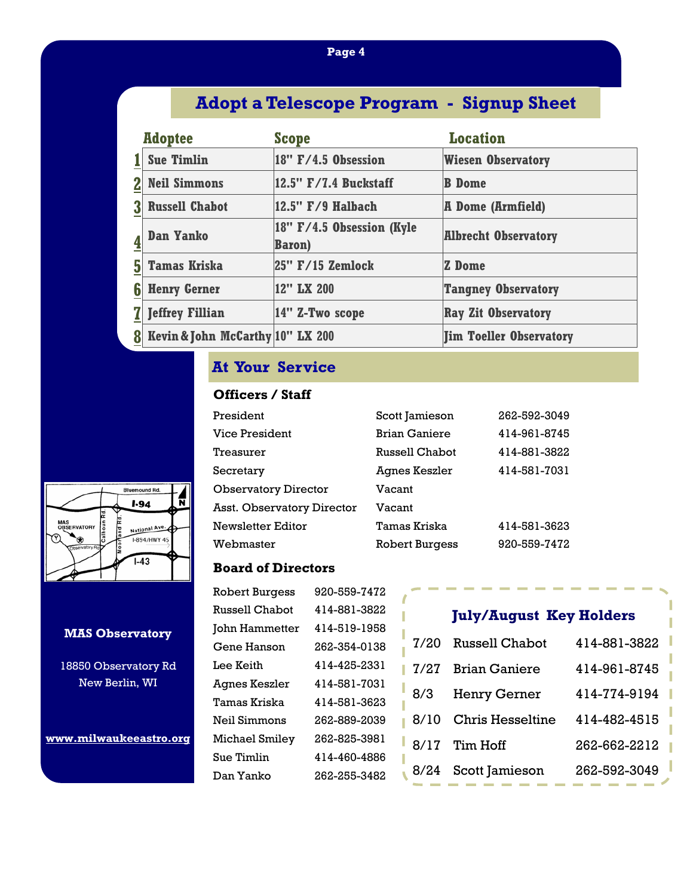## Adopt a Telescope Program - Signup Sheet

| | Adoptee | Scope | Location |
|---|---|---|---|
| 1 | Sue Timlin | 18" F/4.5 Obsession | Wiesen Observatory |
| 2 | Neil Simmons | 12.5" F/7.4 Buckstaff | B Dome |
| 3 | Russell Chabot | 12.5" F/9 Halbach | A Dome (Armfield) |
| 4 | Dan Yanko | 18" F/4.5 Obsession (Kyle Baron) | Albrecht Observatory |
| 5 | Tamas Kriska | 25" F/15 Zemlock | Z Dome |
| 6 | Henry Gerner | 12" LX 200 | Tangney Observatory |
| 7 | Jeffrey Fillian | 14" Z-Two scope | Ray Zit Observatory |
| 8 | Kevin & John McCarthy | 10" LX 200 | Jim Toeller Observatory |

## At Your Service

### Officers / Staff

| | | |
|---|---|---|
| President | Scott Jamieson | 262-592-3049 |
| Vice President | Brian Ganiere | 414-961-8745 |
| Treasurer | Russell Chabot | 414-881-3822 |
| Secretary | Agnes Keszler | 414-581-7031 |
| Observatory Director | Vacant | |
| Asst. Observatory Director | Vacant | |
| Newsletter Editor | Tamas Kriska | 414-581-3623 |
| Webmaster | Robert Burgess | 920-559-7472 |

### Board of Directors

| | |
|---|---|
| Robert Burgess | 920-559-7472 |
| Russell Chabot | 414-881-3822 |
| John Hammetter | 414-519-1958 |
| Gene Hanson | 262-354-0138 |
| Lee Keith | 414-425-2331 |
| Agnes Keszler | 414-581-7031 |
| Tamas Kriska | 414-581-3623 |
| Neil Simmons | 262-889-2039 |
| Michael Smiley | 262-825-3981 |
| Sue Timlin | 414-460-4886 |
| Dan Yanko | 262-255-3482 |

### July/August Key Holders

| | | |
|---|---|---|
| 7/20 | Russell Chabot | 414-881-3822 |
| 7/27 | Brian Ganiere | 414-961-8745 |
| 8/3 | Henry Gerner | 414-774-9194 |
| 8/10 | Chris Hesseltine | 414-482-4515 |
| 8/17 | Tim Hoff | 262-662-2212 |
| 8/24 | Scott Jamieson | 262-592-3049 |

Bluemound Rd.
I-94
N
MAS OBSERVATORY
Calhoun Rd.
Moorland Rd.
National Ave.
I-894/HWY 45
Y
Observatory Rd
I-43

**MAS Observatory**

18850 Observatory Rd
New Berlin, WI

**www.milwaukeeastro.org**